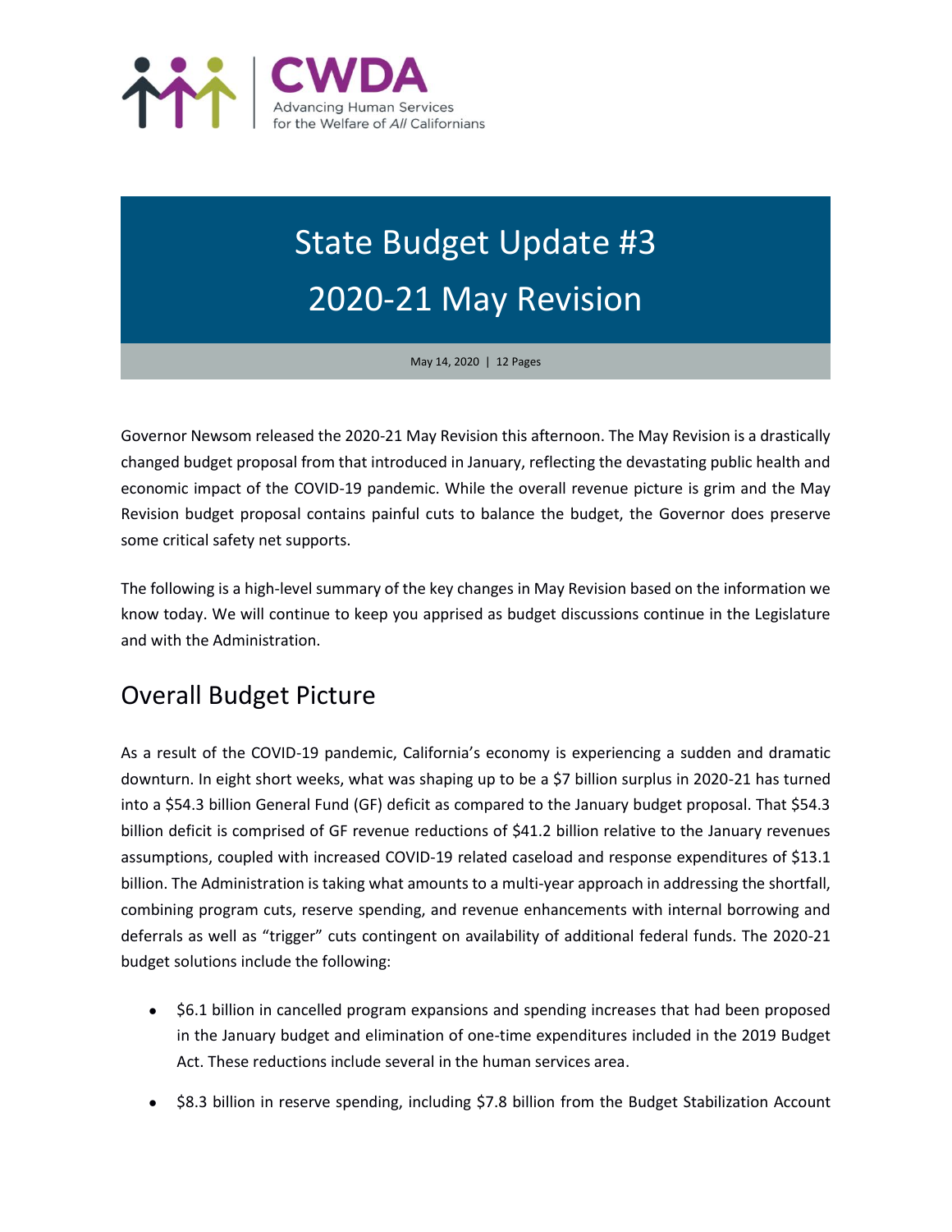CWDA

Advancing Human Services for the Welfare of *All* Californians

# State Budget Update #3

# 2020-21 May Revision

May 14, 2020 | 12 Pages

Governor Newsom released the 2020-21 May Revision this afternoon. The May Revision is a drastically changed budget proposal from that introduced in January, reflecting the devastating public health and economic impact of the COVID-19 pandemic. While the overall revenue picture is grim and the May Revision budget proposal contains painful cuts to balance the budget, the Governor does preserve some critical safety net supports.

The following is a high-level summary of the key changes in May Revision based on the information we know today. We will continue to keep you apprised as budget discussions continue in the Legislature and with the Administration.

## Overall Budget Picture

As a result of the COVID-19 pandemic, California's economy is experiencing a sudden and dramatic downturn. In eight short weeks, what was shaping up to be a $7 billion surplus in 2020-21 has turned into a $54.3 billion General Fund (GF) deficit as compared to the January budget proposal. That $54.3 billion deficit is comprised of GF revenue reductions of $41.2 billion relative to the January revenues assumptions, coupled with increased COVID-19 related caseload and response expenditures of $13.1 billion. The Administration is taking what amounts to a multi-year approach in addressing the shortfall, combining program cuts, reserve spending, and revenue enhancements with internal borrowing and deferrals as well as "trigger" cuts contingent on availability of additional federal funds. The 2020-21 budget solutions include the following:

- $6.1 billion in cancelled program expansions and spending increases that had been proposed in the January budget and elimination of one-time expenditures included in the 2019 Budget Act. These reductions include several in the human services area.
- $8.3 billion in reserve spending, including $7.8 billion from the Budget Stabilization Account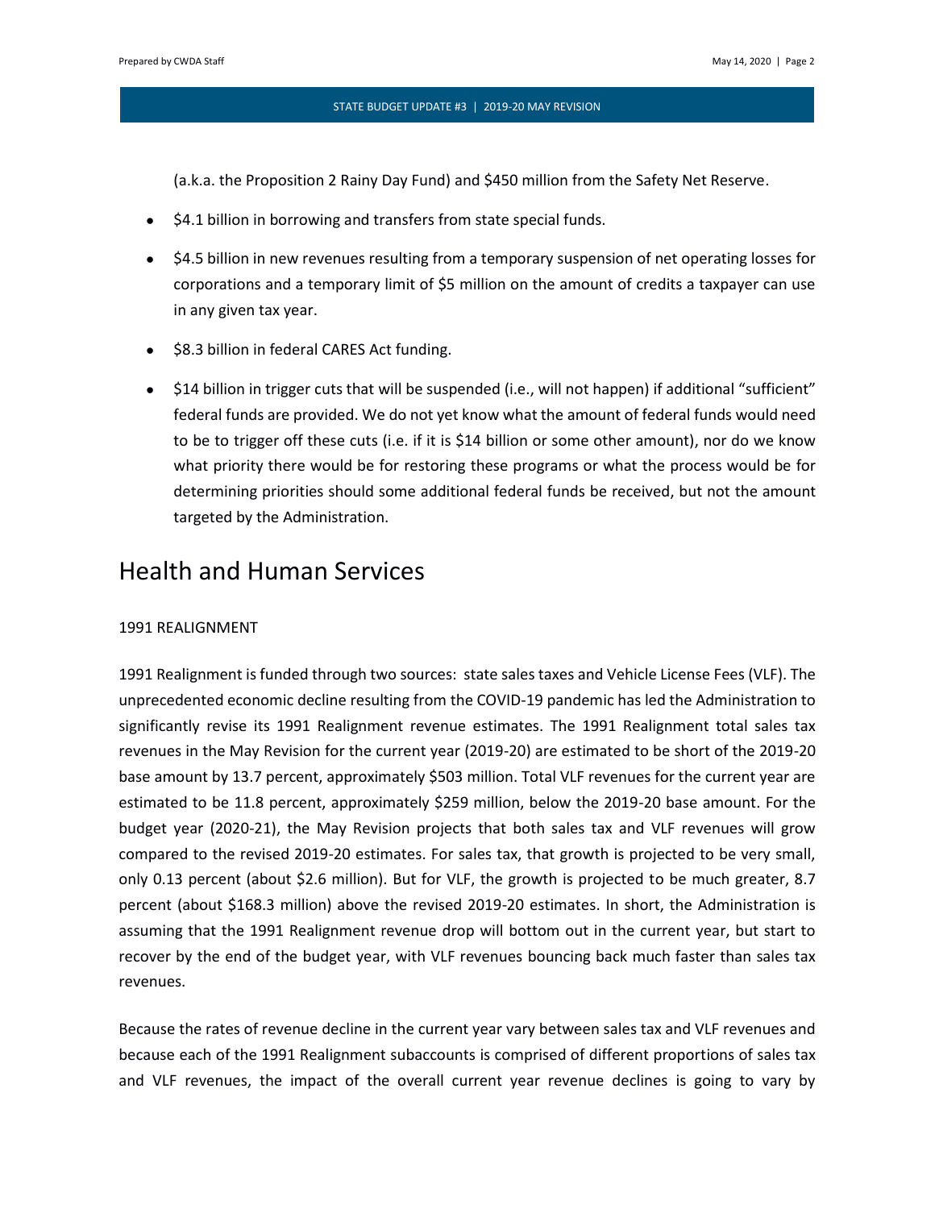(a.k.a. the Proposition 2 Rainy Day Fund) and $450 million from the Safety Net Reserve.

- $4.1 billion in borrowing and transfers from state special funds.
- $4.5 billion in new revenues resulting from a temporary suspension of net operating losses for corporations and a temporary limit of $5 million on the amount of credits a taxpayer can use in any given tax year.
- $8.3 billion in federal CARES Act funding.
- $14 billion in trigger cuts that will be suspended (i.e., will not happen) if additional "sufficient" federal funds are provided. We do not yet know what the amount of federal funds would need to be to trigger off these cuts (i.e. if it is $14 billion or some other amount), nor do we know what priority there would be for restoring these programs or what the process would be for determining priorities should some additional federal funds be received, but not the amount targeted by the Administration.

# Health and Human Services

### 1991 REALIGNMENT

1991 Realignment is funded through two sources: state sales taxes and Vehicle License Fees (VLF). The unprecedented economic decline resulting from the COVID-19 pandemic has led the Administration to significantly revise its 1991 Realignment revenue estimates. The 1991 Realignment total sales tax revenues in the May Revision for the current year (2019-20) are estimated to be short of the 2019-20 base amount by 13.7 percent, approximately $503 million. Total VLF revenues for the current year are estimated to be 11.8 percent, approximately $259 million, below the 2019-20 base amount. For the budget year (2020-21), the May Revision projects that both sales tax and VLF revenues will grow compared to the revised 2019-20 estimates. For sales tax, that growth is projected to be very small, only 0.13 percent (about $2.6 million). But for VLF, the growth is projected to be much greater, 8.7 percent (about $168.3 million) above the revised 2019-20 estimates. In short, the Administration is assuming that the 1991 Realignment revenue drop will bottom out in the current year, but start to recover by the end of the budget year, with VLF revenues bouncing back much faster than sales tax revenues.

Because the rates of revenue decline in the current year vary between sales tax and VLF revenues and because each of the 1991 Realignment subaccounts is comprised of different proportions of sales tax and VLF revenues, the impact of the overall current year revenue declines is going to vary by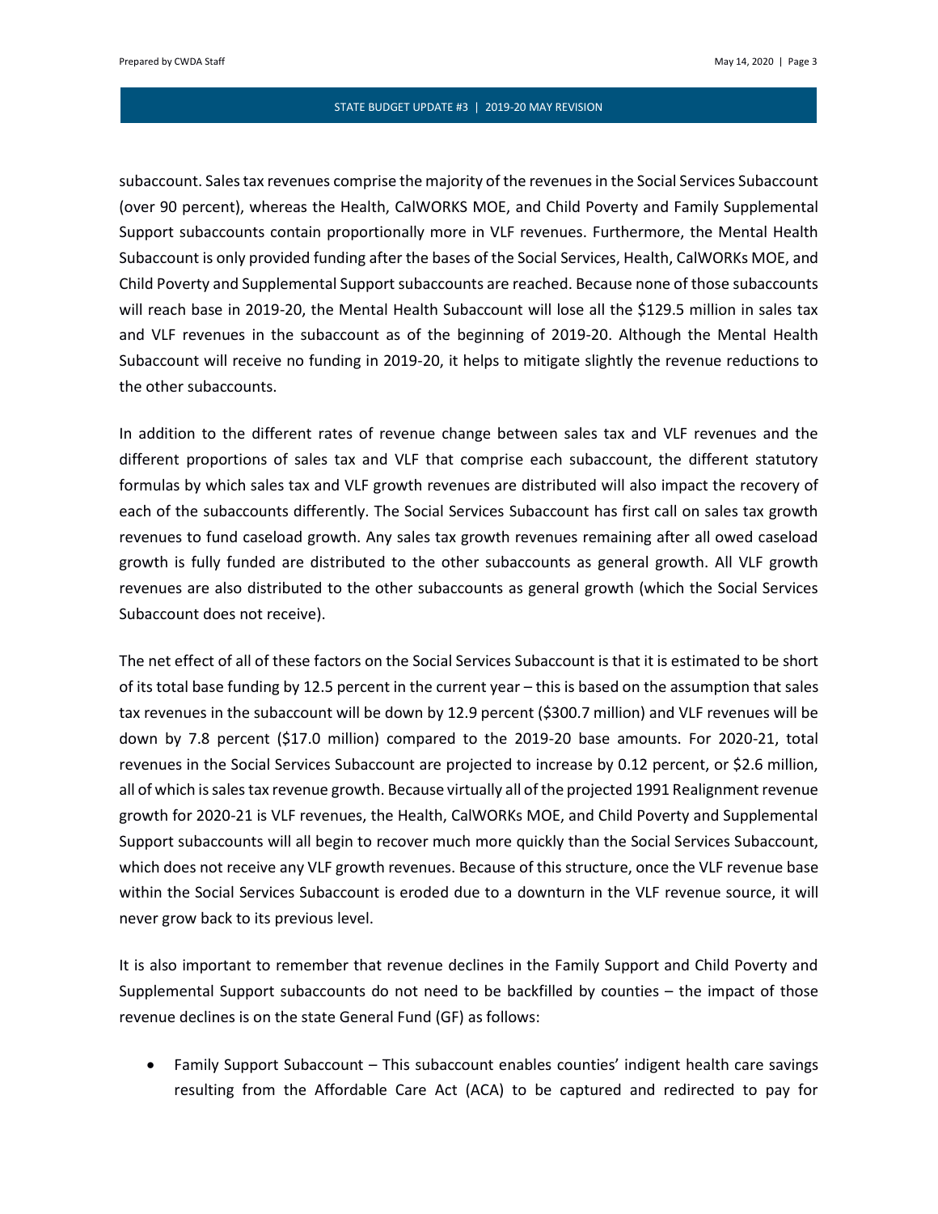subaccount. Sales tax revenues comprise the majority of the revenues in the Social Services Subaccount (over 90 percent), whereas the Health, CalWORKS MOE, and Child Poverty and Family Supplemental Support subaccounts contain proportionally more in VLF revenues. Furthermore, the Mental Health Subaccount is only provided funding after the bases of the Social Services, Health, CalWORKs MOE, and Child Poverty and Supplemental Support subaccounts are reached. Because none of those subaccounts will reach base in 2019-20, the Mental Health Subaccount will lose all the $129.5 million in sales tax and VLF revenues in the subaccount as of the beginning of 2019-20. Although the Mental Health Subaccount will receive no funding in 2019-20, it helps to mitigate slightly the revenue reductions to the other subaccounts.

In addition to the different rates of revenue change between sales tax and VLF revenues and the different proportions of sales tax and VLF that comprise each subaccount, the different statutory formulas by which sales tax and VLF growth revenues are distributed will also impact the recovery of each of the subaccounts differently. The Social Services Subaccount has first call on sales tax growth revenues to fund caseload growth. Any sales tax growth revenues remaining after all owed caseload growth is fully funded are distributed to the other subaccounts as general growth. All VLF growth revenues are also distributed to the other subaccounts as general growth (which the Social Services Subaccount does not receive).

The net effect of all of these factors on the Social Services Subaccount is that it is estimated to be short of its total base funding by 12.5 percent in the current year – this is based on the assumption that sales tax revenues in the subaccount will be down by 12.9 percent ($300.7 million) and VLF revenues will be down by 7.8 percent ($17.0 million) compared to the 2019-20 base amounts. For 2020-21, total revenues in the Social Services Subaccount are projected to increase by 0.12 percent, or $2.6 million, all of which is sales tax revenue growth. Because virtually all of the projected 1991 Realignment revenue growth for 2020-21 is VLF revenues, the Health, CalWORKs MOE, and Child Poverty and Supplemental Support subaccounts will all begin to recover much more quickly than the Social Services Subaccount, which does not receive any VLF growth revenues. Because of this structure, once the VLF revenue base within the Social Services Subaccount is eroded due to a downturn in the VLF revenue source, it will never grow back to its previous level.

It is also important to remember that revenue declines in the Family Support and Child Poverty and Supplemental Support subaccounts do not need to be backfilled by counties – the impact of those revenue declines is on the state General Fund (GF) as follows:

- Family Support Subaccount – This subaccount enables counties' indigent health care savings resulting from the Affordable Care Act (ACA) to be captured and redirected to pay for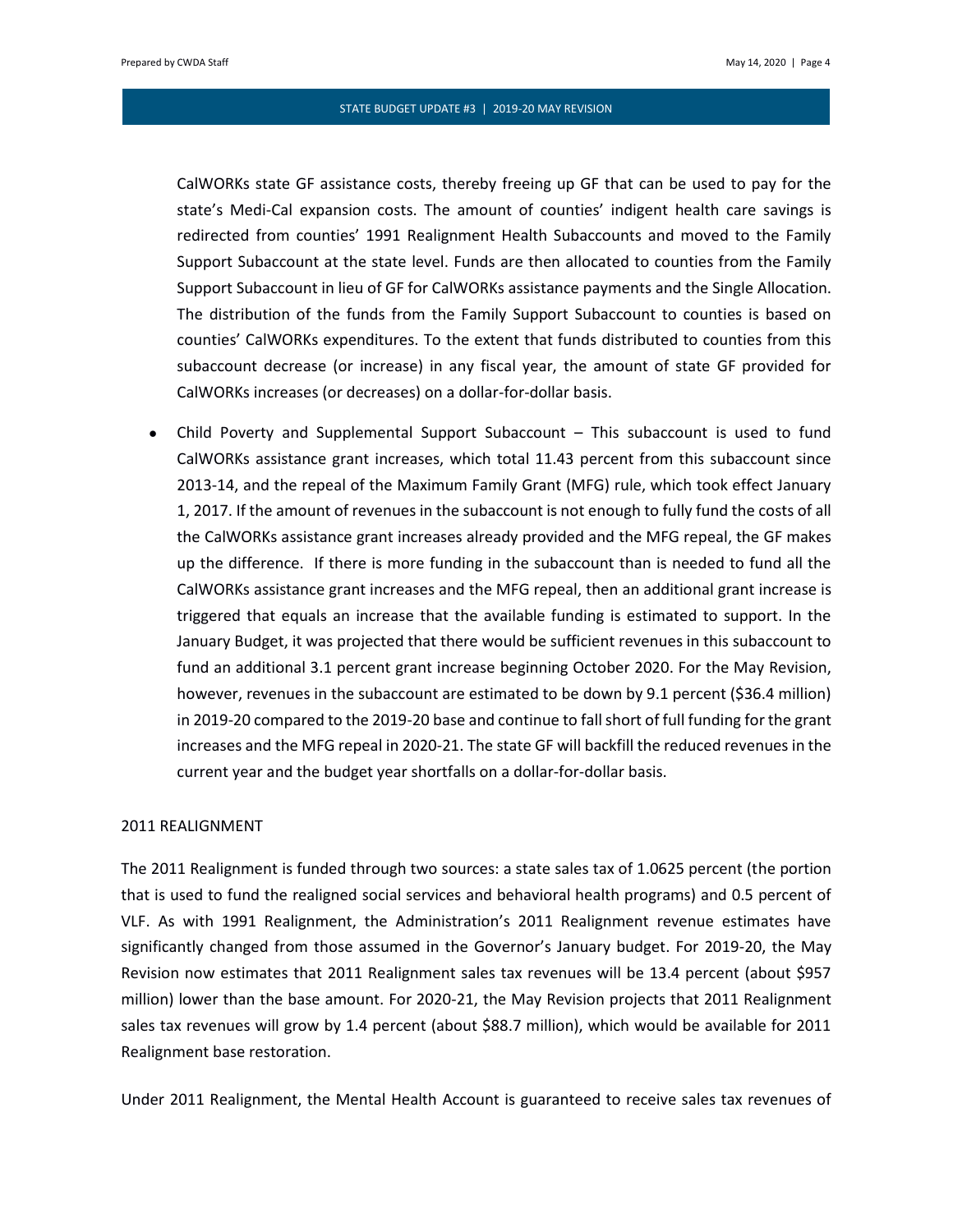CalWORKs state GF assistance costs, thereby freeing up GF that can be used to pay for the state's Medi-Cal expansion costs. The amount of counties' indigent health care savings is redirected from counties' 1991 Realignment Health Subaccounts and moved to the Family Support Subaccount at the state level. Funds are then allocated to counties from the Family Support Subaccount in lieu of GF for CalWORKs assistance payments and the Single Allocation. The distribution of the funds from the Family Support Subaccount to counties is based on counties' CalWORKs expenditures. To the extent that funds distributed to counties from this subaccount decrease (or increase) in any fiscal year, the amount of state GF provided for CalWORKs increases (or decreases) on a dollar-for-dollar basis.

- Child Poverty and Supplemental Support Subaccount – This subaccount is used to fund CalWORKs assistance grant increases, which total 11.43 percent from this subaccount since 2013-14, and the repeal of the Maximum Family Grant (MFG) rule, which took effect January 1, 2017. If the amount of revenues in the subaccount is not enough to fully fund the costs of all the CalWORKs assistance grant increases already provided and the MFG repeal, the GF makes up the difference. If there is more funding in the subaccount than is needed to fund all the CalWORKs assistance grant increases and the MFG repeal, then an additional grant increase is triggered that equals an increase that the available funding is estimated to support. In the January Budget, it was projected that there would be sufficient revenues in this subaccount to fund an additional 3.1 percent grant increase beginning October 2020. For the May Revision, however, revenues in the subaccount are estimated to be down by 9.1 percent ($36.4 million) in 2019-20 compared to the 2019-20 base and continue to fall short of full funding for the grant increases and the MFG repeal in 2020-21. The state GF will backfill the reduced revenues in the current year and the budget year shortfalls on a dollar-for-dollar basis.

## 2011 REALIGNMENT

The 2011 Realignment is funded through two sources: a state sales tax of 1.0625 percent (the portion that is used to fund the realigned social services and behavioral health programs) and 0.5 percent of VLF. As with 1991 Realignment, the Administration's 2011 Realignment revenue estimates have significantly changed from those assumed in the Governor's January budget. For 2019-20, the May Revision now estimates that 2011 Realignment sales tax revenues will be 13.4 percent (about $957 million) lower than the base amount. For 2020-21, the May Revision projects that 2011 Realignment sales tax revenues will grow by 1.4 percent (about $88.7 million), which would be available for 2011 Realignment base restoration.

Under 2011 Realignment, the Mental Health Account is guaranteed to receive sales tax revenues of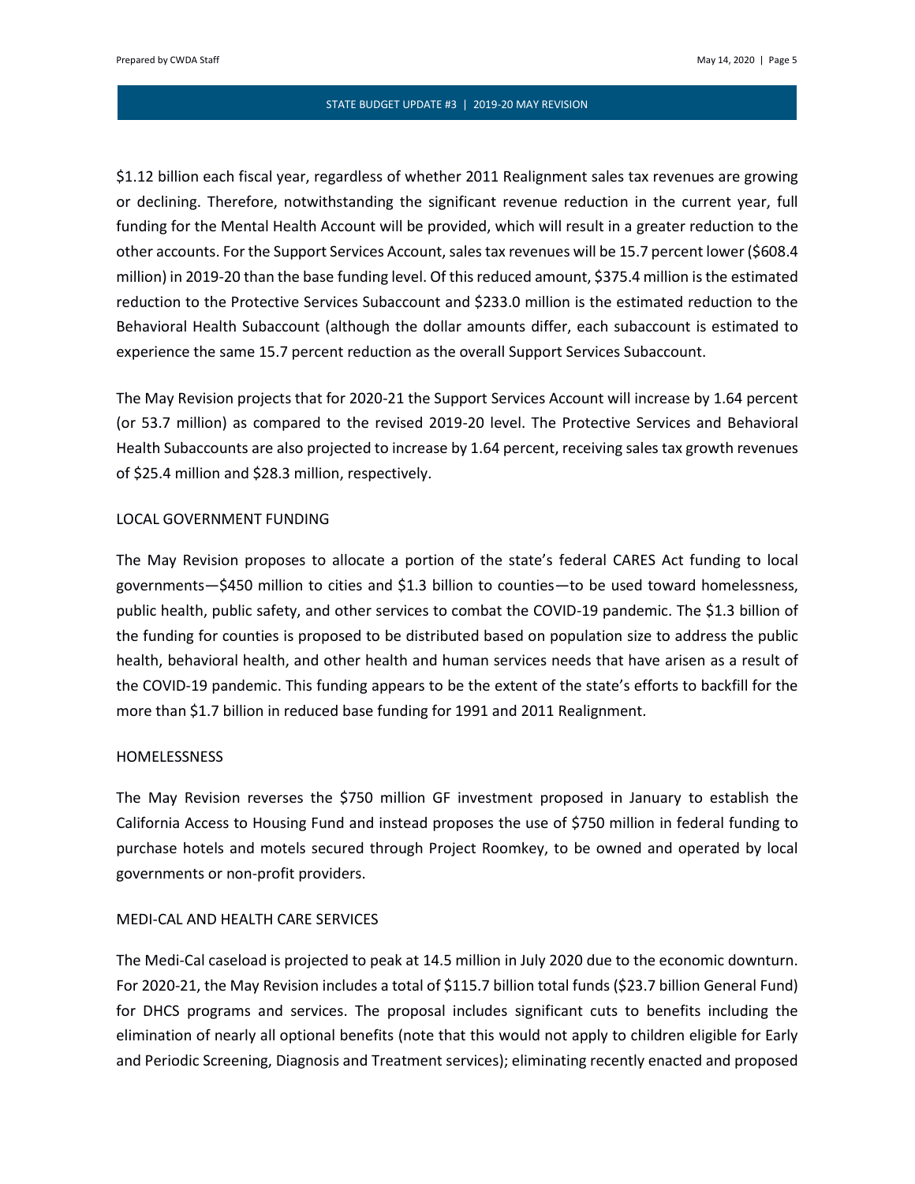$1.12 billion each fiscal year, regardless of whether 2011 Realignment sales tax revenues are growing or declining. Therefore, notwithstanding the significant revenue reduction in the current year, full funding for the Mental Health Account will be provided, which will result in a greater reduction to the other accounts. For the Support Services Account, sales tax revenues will be 15.7 percent lower ($608.4 million) in 2019-20 than the base funding level. Of this reduced amount, $375.4 million is the estimated reduction to the Protective Services Subaccount and $233.0 million is the estimated reduction to the Behavioral Health Subaccount (although the dollar amounts differ, each subaccount is estimated to experience the same 15.7 percent reduction as the overall Support Services Subaccount.

The May Revision projects that for 2020-21 the Support Services Account will increase by 1.64 percent (or 53.7 million) as compared to the revised 2019-20 level. The Protective Services and Behavioral Health Subaccounts are also projected to increase by 1.64 percent, receiving sales tax growth revenues of $25.4 million and $28.3 million, respectively.

## LOCAL GOVERNMENT FUNDING

The May Revision proposes to allocate a portion of the state's federal CARES Act funding to local governments—$450 million to cities and $1.3 billion to counties—to be used toward homelessness, public health, public safety, and other services to combat the COVID-19 pandemic. The $1.3 billion of the funding for counties is proposed to be distributed based on population size to address the public health, behavioral health, and other health and human services needs that have arisen as a result of the COVID-19 pandemic. This funding appears to be the extent of the state's efforts to backfill for the more than $1.7 billion in reduced base funding for 1991 and 2011 Realignment.

## HOMELESSNESS

The May Revision reverses the $750 million GF investment proposed in January to establish the California Access to Housing Fund and instead proposes the use of $750 million in federal funding to purchase hotels and motels secured through Project Roomkey, to be owned and operated by local governments or non-profit providers.

## MEDI-CAL AND HEALTH CARE SERVICES

The Medi-Cal caseload is projected to peak at 14.5 million in July 2020 due to the economic downturn. For 2020-21, the May Revision includes a total of $115.7 billion total funds ($23.7 billion General Fund) for DHCS programs and services. The proposal includes significant cuts to benefits including the elimination of nearly all optional benefits (note that this would not apply to children eligible for Early and Periodic Screening, Diagnosis and Treatment services); eliminating recently enacted and proposed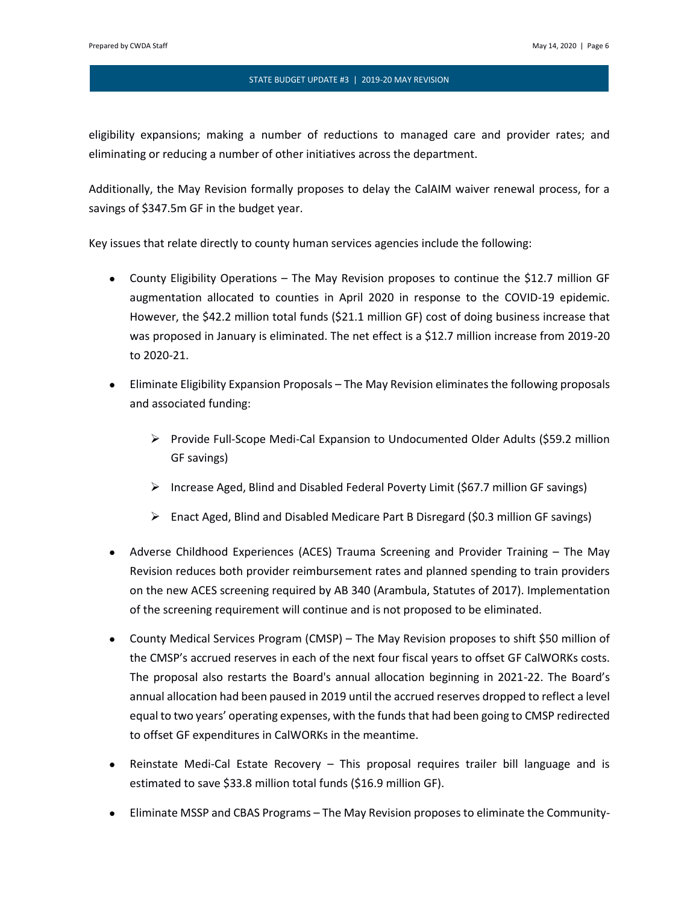eligibility expansions; making a number of reductions to managed care and provider rates; and eliminating or reducing a number of other initiatives across the department.

Additionally, the May Revision formally proposes to delay the CalAIM waiver renewal process, for a savings of $347.5m GF in the budget year.

Key issues that relate directly to county human services agencies include the following:

- County Eligibility Operations – The May Revision proposes to continue the $12.7 million GF augmentation allocated to counties in April 2020 in response to the COVID-19 epidemic. However, the $42.2 million total funds ($21.1 million GF) cost of doing business increase that was proposed in January is eliminated. The net effect is a $12.7 million increase from 2019-20 to 2020-21.
- Eliminate Eligibility Expansion Proposals – The May Revision eliminates the following proposals and associated funding:
  - Provide Full-Scope Medi-Cal Expansion to Undocumented Older Adults ($59.2 million GF savings)
  - Increase Aged, Blind and Disabled Federal Poverty Limit ($67.7 million GF savings)
  - Enact Aged, Blind and Disabled Medicare Part B Disregard ($0.3 million GF savings)
- Adverse Childhood Experiences (ACES) Trauma Screening and Provider Training – The May Revision reduces both provider reimbursement rates and planned spending to train providers on the new ACES screening required by AB 340 (Arambula, Statutes of 2017). Implementation of the screening requirement will continue and is not proposed to be eliminated.
- County Medical Services Program (CMSP) – The May Revision proposes to shift $50 million of the CMSP's accrued reserves in each of the next four fiscal years to offset GF CalWORKs costs. The proposal also restarts the Board's annual allocation beginning in 2021-22. The Board's annual allocation had been paused in 2019 until the accrued reserves dropped to reflect a level equal to two years' operating expenses, with the funds that had been going to CMSP redirected to offset GF expenditures in CalWORKs in the meantime.
- Reinstate Medi-Cal Estate Recovery – This proposal requires trailer bill language and is estimated to save $33.8 million total funds ($16.9 million GF).
- Eliminate MSSP and CBAS Programs – The May Revision proposes to eliminate the Community-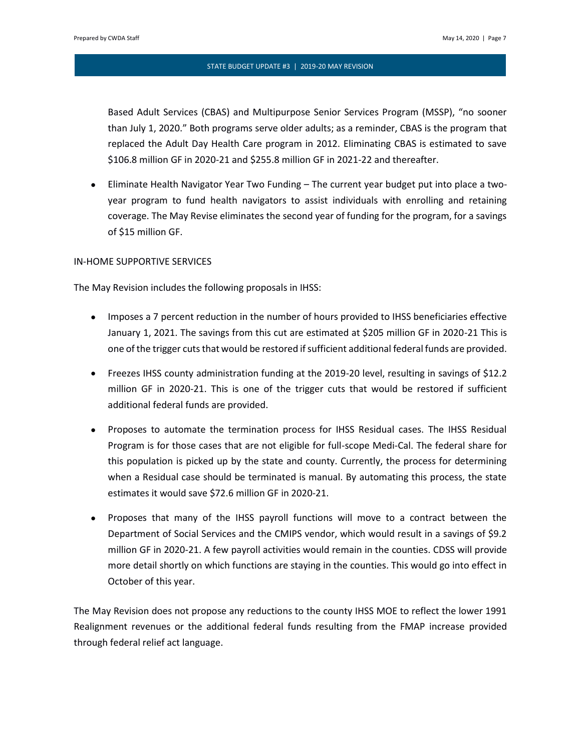Based Adult Services (CBAS) and Multipurpose Senior Services Program (MSSP), "no sooner than July 1, 2020." Both programs serve older adults; as a reminder, CBAS is the program that replaced the Adult Day Health Care program in 2012. Eliminating CBAS is estimated to save $106.8 million GF in 2020-21 and $255.8 million GF in 2021-22 and thereafter.

- Eliminate Health Navigator Year Two Funding – The current year budget put into place a two-year program to fund health navigators to assist individuals with enrolling and retaining coverage. The May Revise eliminates the second year of funding for the program, for a savings of $15 million GF.

IN-HOME SUPPORTIVE SERVICES

The May Revision includes the following proposals in IHSS:

- Imposes a 7 percent reduction in the number of hours provided to IHSS beneficiaries effective January 1, 2021. The savings from this cut are estimated at $205 million GF in 2020-21 This is one of the trigger cuts that would be restored if sufficient additional federal funds are provided.
- Freezes IHSS county administration funding at the 2019-20 level, resulting in savings of $12.2 million GF in 2020-21. This is one of the trigger cuts that would be restored if sufficient additional federal funds are provided.
- Proposes to automate the termination process for IHSS Residual cases. The IHSS Residual Program is for those cases that are not eligible for full-scope Medi-Cal. The federal share for this population is picked up by the state and county. Currently, the process for determining when a Residual case should be terminated is manual. By automating this process, the state estimates it would save $72.6 million GF in 2020-21.
- Proposes that many of the IHSS payroll functions will move to a contract between the Department of Social Services and the CMIPS vendor, which would result in a savings of $9.2 million GF in 2020-21. A few payroll activities would remain in the counties. CDSS will provide more detail shortly on which functions are staying in the counties. This would go into effect in October of this year.

The May Revision does not propose any reductions to the county IHSS MOE to reflect the lower 1991 Realignment revenues or the additional federal funds resulting from the FMAP increase provided through federal relief act language.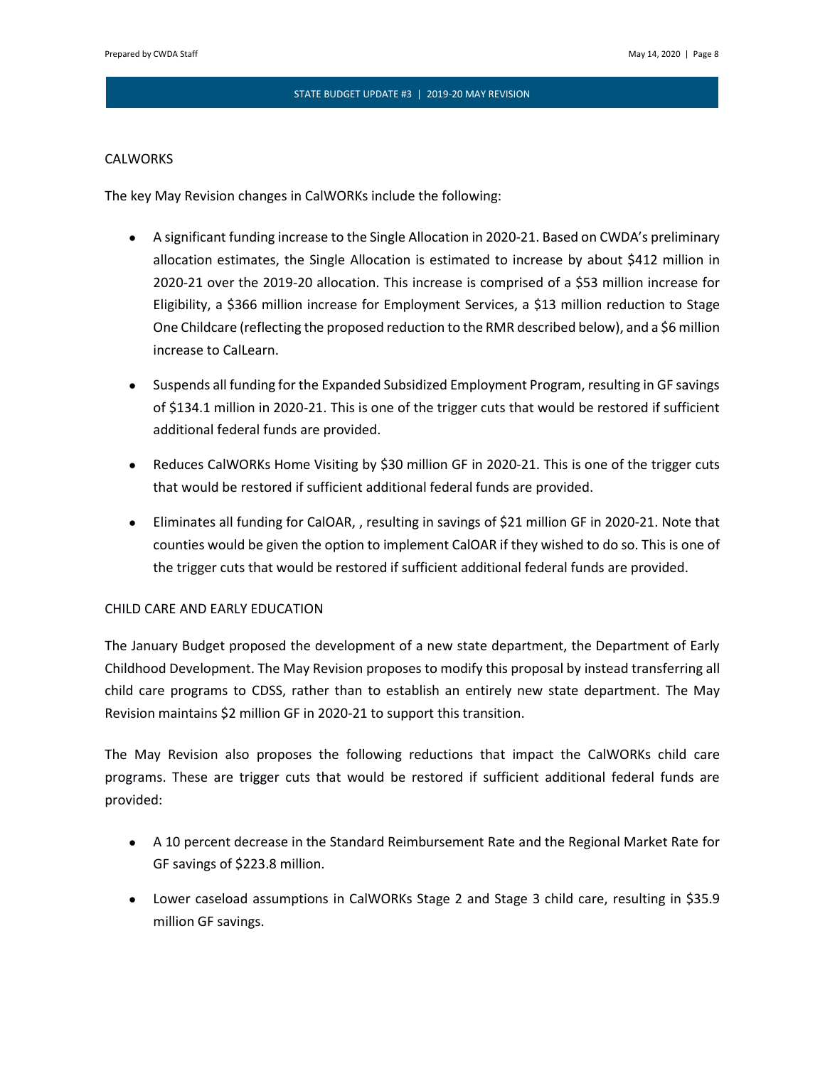## CALWORKS

The key May Revision changes in CalWORKs include the following:

- A significant funding increase to the Single Allocation in 2020-21. Based on CWDA's preliminary allocation estimates, the Single Allocation is estimated to increase by about $412 million in 2020-21 over the 2019-20 allocation. This increase is comprised of a $53 million increase for Eligibility, a $366 million increase for Employment Services, a $13 million reduction to Stage One Childcare (reflecting the proposed reduction to the RMR described below), and a $6 million increase to CalLearn.
- Suspends all funding for the Expanded Subsidized Employment Program, resulting in GF savings of $134.1 million in 2020-21. This is one of the trigger cuts that would be restored if sufficient additional federal funds are provided.
- Reduces CalWORKs Home Visiting by $30 million GF in 2020-21. This is one of the trigger cuts that would be restored if sufficient additional federal funds are provided.
- Eliminates all funding for CalOAR, , resulting in savings of $21 million GF in 2020-21. Note that counties would be given the option to implement CalOAR if they wished to do so. This is one of the trigger cuts that would be restored if sufficient additional federal funds are provided.

## CHILD CARE AND EARLY EDUCATION

The January Budget proposed the development of a new state department, the Department of Early Childhood Development. The May Revision proposes to modify this proposal by instead transferring all child care programs to CDSS, rather than to establish an entirely new state department. The May Revision maintains $2 million GF in 2020-21 to support this transition.

The May Revision also proposes the following reductions that impact the CalWORKs child care programs. These are trigger cuts that would be restored if sufficient additional federal funds are provided:

- A 10 percent decrease in the Standard Reimbursement Rate and the Regional Market Rate for GF savings of $223.8 million.
- Lower caseload assumptions in CalWORKs Stage 2 and Stage 3 child care, resulting in $35.9 million GF savings.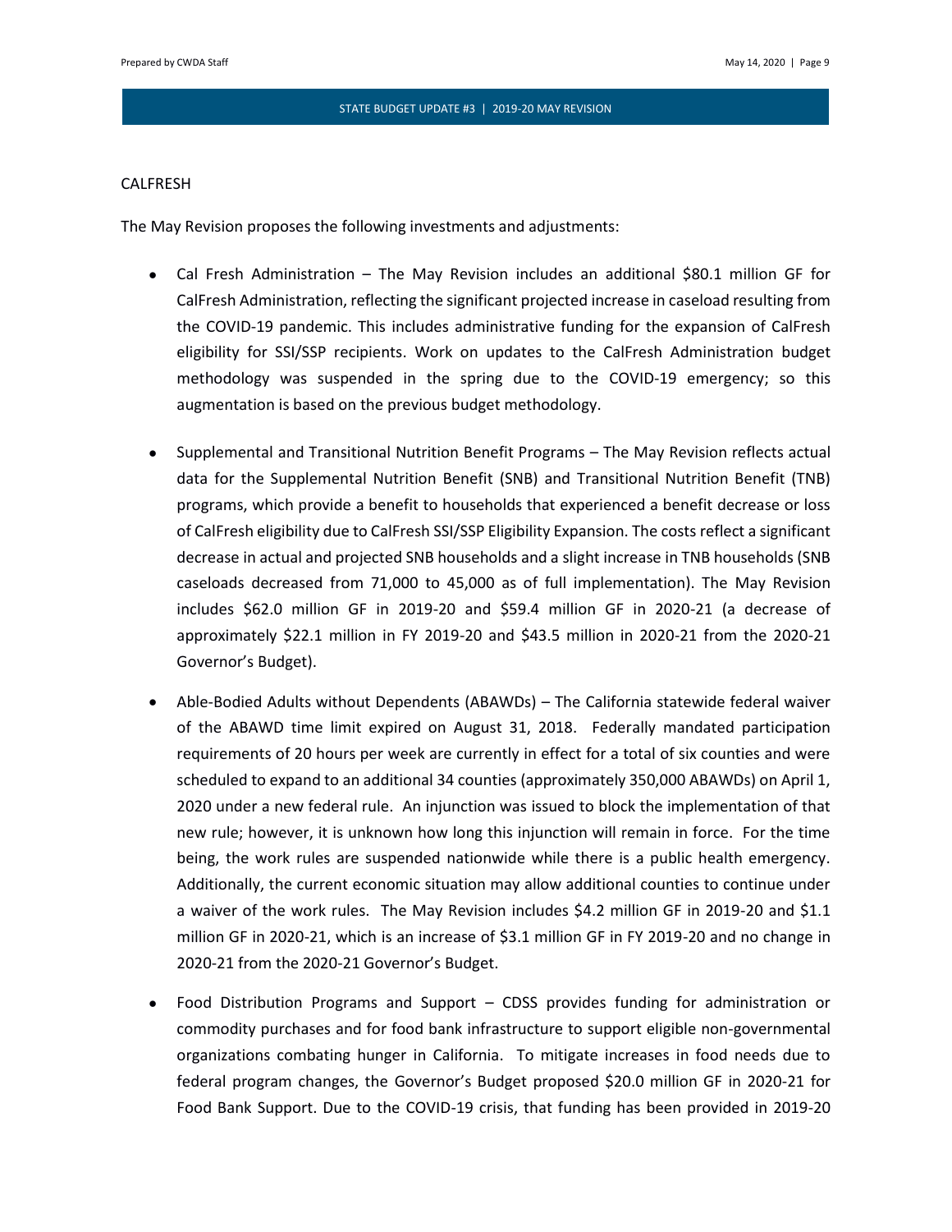## CALFRESH

The May Revision proposes the following investments and adjustments:

- Cal Fresh Administration – The May Revision includes an additional $80.1 million GF for CalFresh Administration, reflecting the significant projected increase in caseload resulting from the COVID-19 pandemic. This includes administrative funding for the expansion of CalFresh eligibility for SSI/SSP recipients. Work on updates to the CalFresh Administration budget methodology was suspended in the spring due to the COVID-19 emergency; so this augmentation is based on the previous budget methodology.

- Supplemental and Transitional Nutrition Benefit Programs – The May Revision reflects actual data for the Supplemental Nutrition Benefit (SNB) and Transitional Nutrition Benefit (TNB) programs, which provide a benefit to households that experienced a benefit decrease or loss of CalFresh eligibility due to CalFresh SSI/SSP Eligibility Expansion. The costs reflect a significant decrease in actual and projected SNB households and a slight increase in TNB households (SNB caseloads decreased from 71,000 to 45,000 as of full implementation). The May Revision includes $62.0 million GF in 2019-20 and $59.4 million GF in 2020-21 (a decrease of approximately $22.1 million in FY 2019-20 and $43.5 million in 2020-21 from the 2020-21 Governor's Budget).

- Able-Bodied Adults without Dependents (ABAWDs) – The California statewide federal waiver of the ABAWD time limit expired on August 31, 2018. Federally mandated participation requirements of 20 hours per week are currently in effect for a total of six counties and were scheduled to expand to an additional 34 counties (approximately 350,000 ABAWDs) on April 1, 2020 under a new federal rule. An injunction was issued to block the implementation of that new rule; however, it is unknown how long this injunction will remain in force. For the time being, the work rules are suspended nationwide while there is a public health emergency. Additionally, the current economic situation may allow additional counties to continue under a waiver of the work rules. The May Revision includes $4.2 million GF in 2019-20 and $1.1 million GF in 2020-21, which is an increase of $3.1 million GF in FY 2019-20 and no change in 2020-21 from the 2020-21 Governor's Budget.

- Food Distribution Programs and Support – CDSS provides funding for administration or commodity purchases and for food bank infrastructure to support eligible non-governmental organizations combating hunger in California. To mitigate increases in food needs due to federal program changes, the Governor's Budget proposed $20.0 million GF in 2020-21 for Food Bank Support. Due to the COVID-19 crisis, that funding has been provided in 2019-20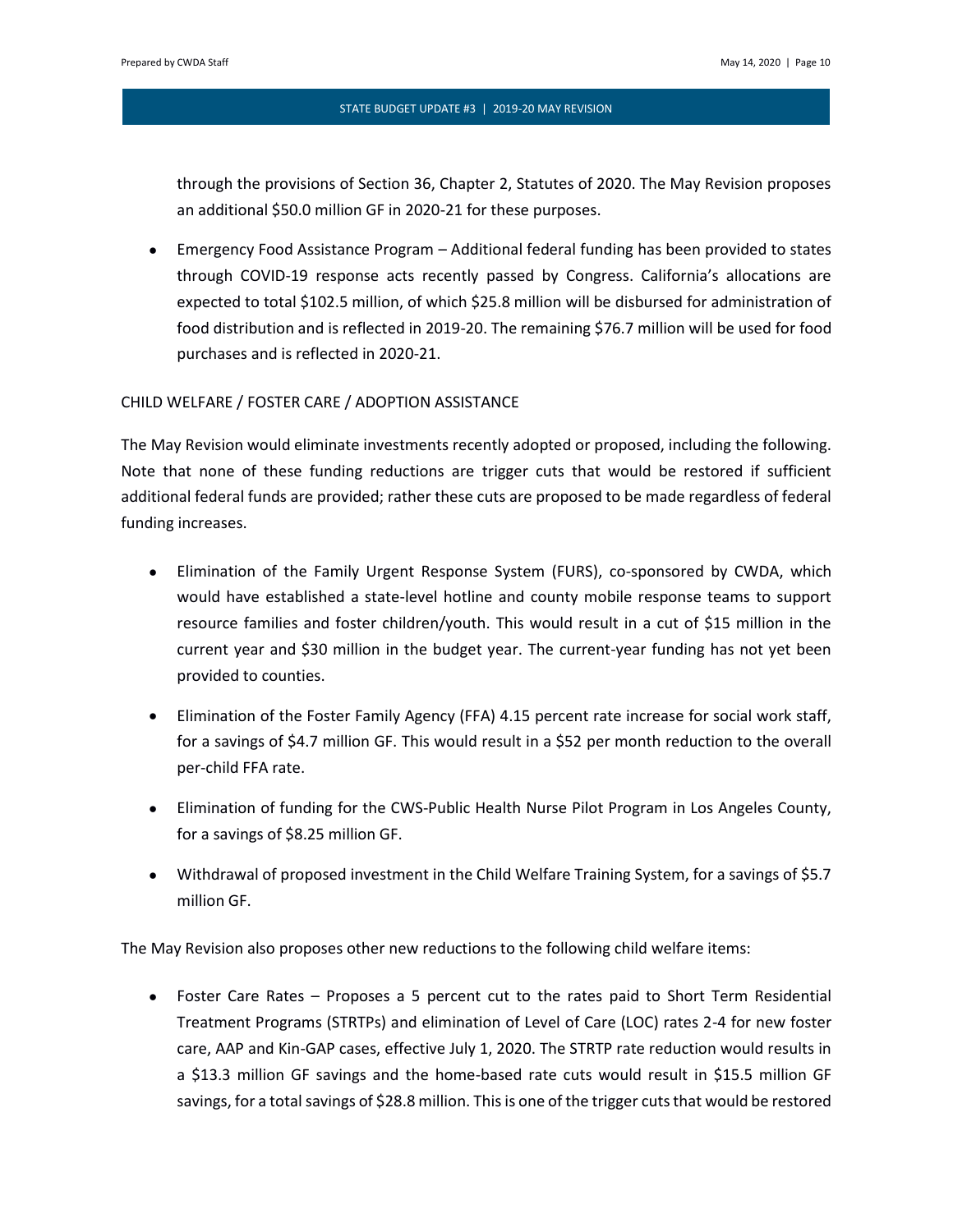through the provisions of Section 36, Chapter 2, Statutes of 2020. The May Revision proposes an additional $50.0 million GF in 2020-21 for these purposes.

- Emergency Food Assistance Program – Additional federal funding has been provided to states through COVID-19 response acts recently passed by Congress. California's allocations are expected to total $102.5 million, of which $25.8 million will be disbursed for administration of food distribution and is reflected in 2019-20. The remaining $76.7 million will be used for food purchases and is reflected in 2020-21.

## CHILD WELFARE / FOSTER CARE / ADOPTION ASSISTANCE

The May Revision would eliminate investments recently adopted or proposed, including the following. Note that none of these funding reductions are trigger cuts that would be restored if sufficient additional federal funds are provided; rather these cuts are proposed to be made regardless of federal funding increases.

- Elimination of the Family Urgent Response System (FURS), co-sponsored by CWDA, which would have established a state-level hotline and county mobile response teams to support resource families and foster children/youth. This would result in a cut of $15 million in the current year and $30 million in the budget year. The current-year funding has not yet been provided to counties.
- Elimination of the Foster Family Agency (FFA) 4.15 percent rate increase for social work staff, for a savings of $4.7 million GF. This would result in a $52 per month reduction to the overall per-child FFA rate.
- Elimination of funding for the CWS-Public Health Nurse Pilot Program in Los Angeles County, for a savings of $8.25 million GF.
- Withdrawal of proposed investment in the Child Welfare Training System, for a savings of $5.7 million GF.

The May Revision also proposes other new reductions to the following child welfare items:

- Foster Care Rates – Proposes a 5 percent cut to the rates paid to Short Term Residential Treatment Programs (STRTPs) and elimination of Level of Care (LOC) rates 2-4 for new foster care, AAP and Kin-GAP cases, effective July 1, 2020. The STRTP rate reduction would results in a $13.3 million GF savings and the home-based rate cuts would result in $15.5 million GF savings, for a total savings of $28.8 million. This is one of the trigger cuts that would be restored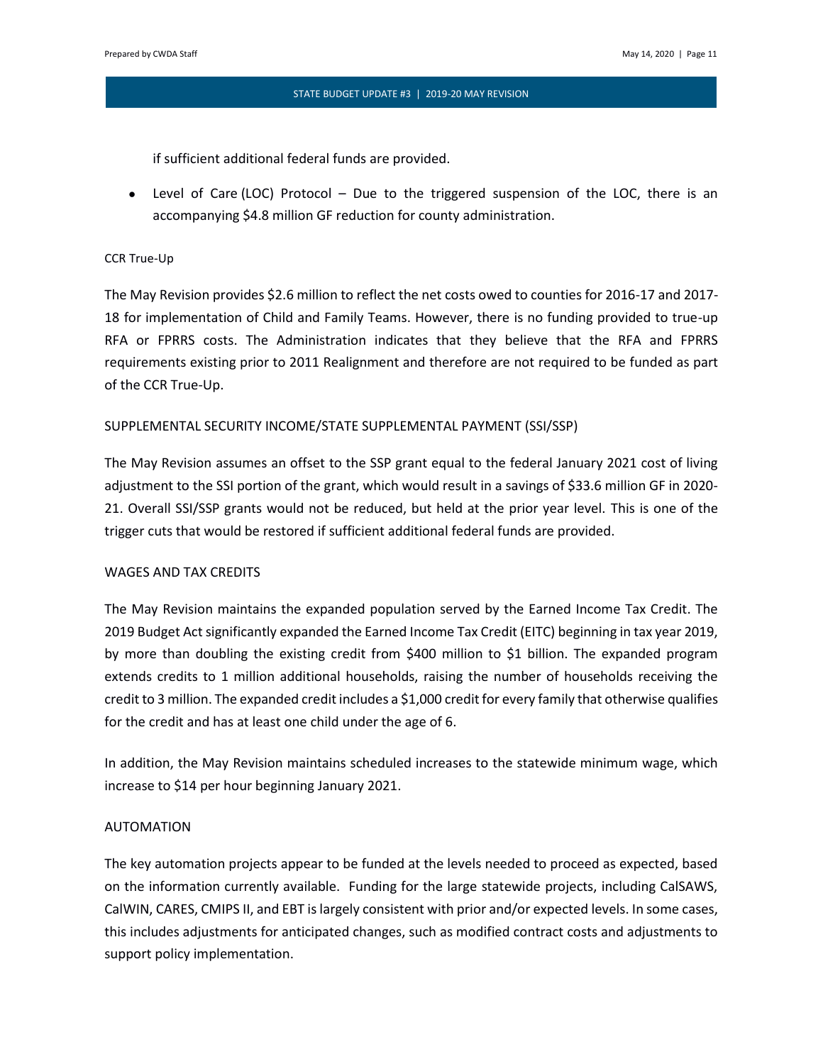if sufficient additional federal funds are provided.

- Level of Care (LOC) Protocol – Due to the triggered suspension of the LOC, there is an accompanying $4.8 million GF reduction for county administration.

#### CCR True-Up

The May Revision provides $2.6 million to reflect the net costs owed to counties for 2016-17 and 2017-18 for implementation of Child and Family Teams. However, there is no funding provided to true-up RFA or FPRRS costs. The Administration indicates that they believe that the RFA and FPRRS requirements existing prior to 2011 Realignment and therefore are not required to be funded as part of the CCR True-Up.

### SUPPLEMENTAL SECURITY INCOME/STATE SUPPLEMENTAL PAYMENT (SSI/SSP)

The May Revision assumes an offset to the SSP grant equal to the federal January 2021 cost of living adjustment to the SSI portion of the grant, which would result in a savings of $33.6 million GF in 2020-21. Overall SSI/SSP grants would not be reduced, but held at the prior year level. This is one of the trigger cuts that would be restored if sufficient additional federal funds are provided.

### WAGES AND TAX CREDITS

The May Revision maintains the expanded population served by the Earned Income Tax Credit. The 2019 Budget Act significantly expanded the Earned Income Tax Credit (EITC) beginning in tax year 2019, by more than doubling the existing credit from $400 million to $1 billion. The expanded program extends credits to 1 million additional households, raising the number of households receiving the credit to 3 million. The expanded credit includes a $1,000 credit for every family that otherwise qualifies for the credit and has at least one child under the age of 6.

In addition, the May Revision maintains scheduled increases to the statewide minimum wage, which increase to $14 per hour beginning January 2021.

### AUTOMATION

The key automation projects appear to be funded at the levels needed to proceed as expected, based on the information currently available. Funding for the large statewide projects, including CalSAWS, CalWIN, CARES, CMIPS II, and EBT is largely consistent with prior and/or expected levels. In some cases, this includes adjustments for anticipated changes, such as modified contract costs and adjustments to support policy implementation.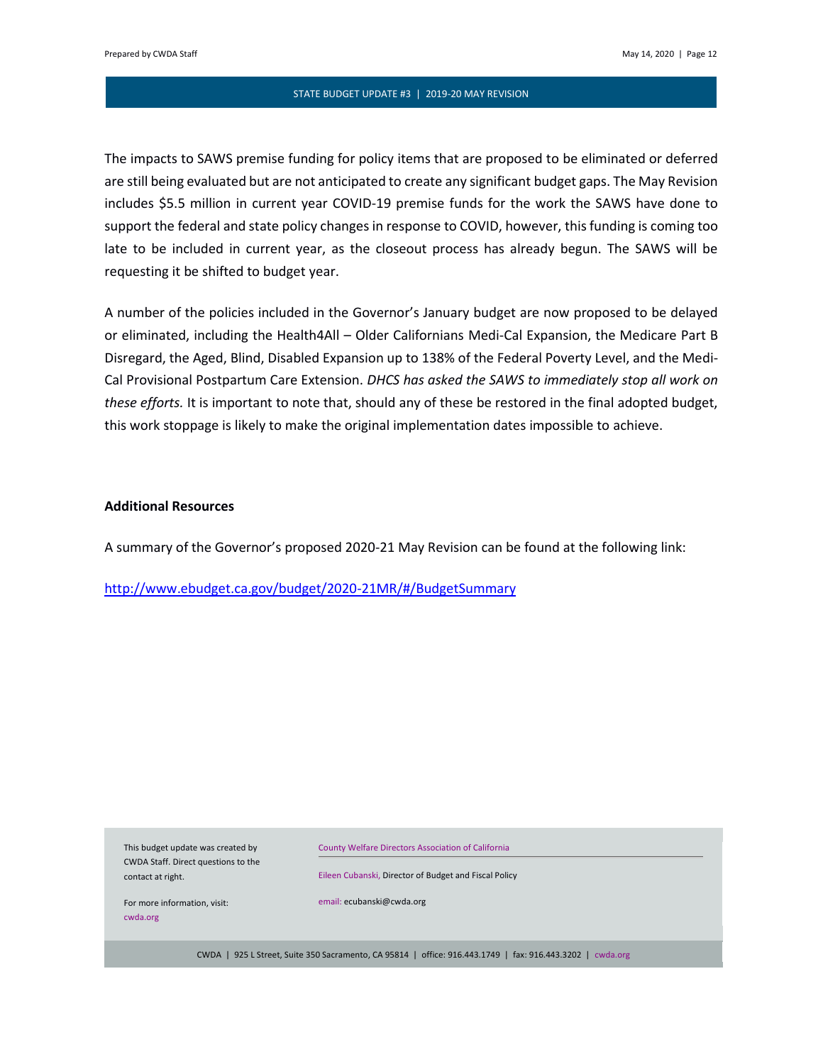The impacts to SAWS premise funding for policy items that are proposed to be eliminated or deferred are still being evaluated but are not anticipated to create any significant budget gaps. The May Revision includes $5.5 million in current year COVID-19 premise funds for the work the SAWS have done to support the federal and state policy changes in response to COVID, however, this funding is coming too late to be included in current year, as the closeout process has already begun. The SAWS will be requesting it be shifted to budget year.

A number of the policies included in the Governor's January budget are now proposed to be delayed or eliminated, including the Health4All – Older Californians Medi-Cal Expansion, the Medicare Part B Disregard, the Aged, Blind, Disabled Expansion up to 138% of the Federal Poverty Level, and the Medi-Cal Provisional Postpartum Care Extension. *DHCS has asked the SAWS to immediately stop all work on these efforts.* It is important to note that, should any of these be restored in the final adopted budget, this work stoppage is likely to make the original implementation dates impossible to achieve.

**Additional Resources**

A summary of the Governor's proposed 2020-21 May Revision can be found at the following link:

http://www.ebudget.ca.gov/budget/2020-21MR/#/BudgetSummary

This budget update was created by CWDA Staff. Direct questions to the contact at right.

For more information, visit: cwda.org

County Welfare Directors Association of California

Eileen Cubanski, Director of Budget and Fiscal Policy

email: ecubanski@cwda.org

CWDA | 925 L Street, Suite 350 Sacramento, CA 95814 | office: 916.443.1749 | fax: 916.443.3202 | cwda.org